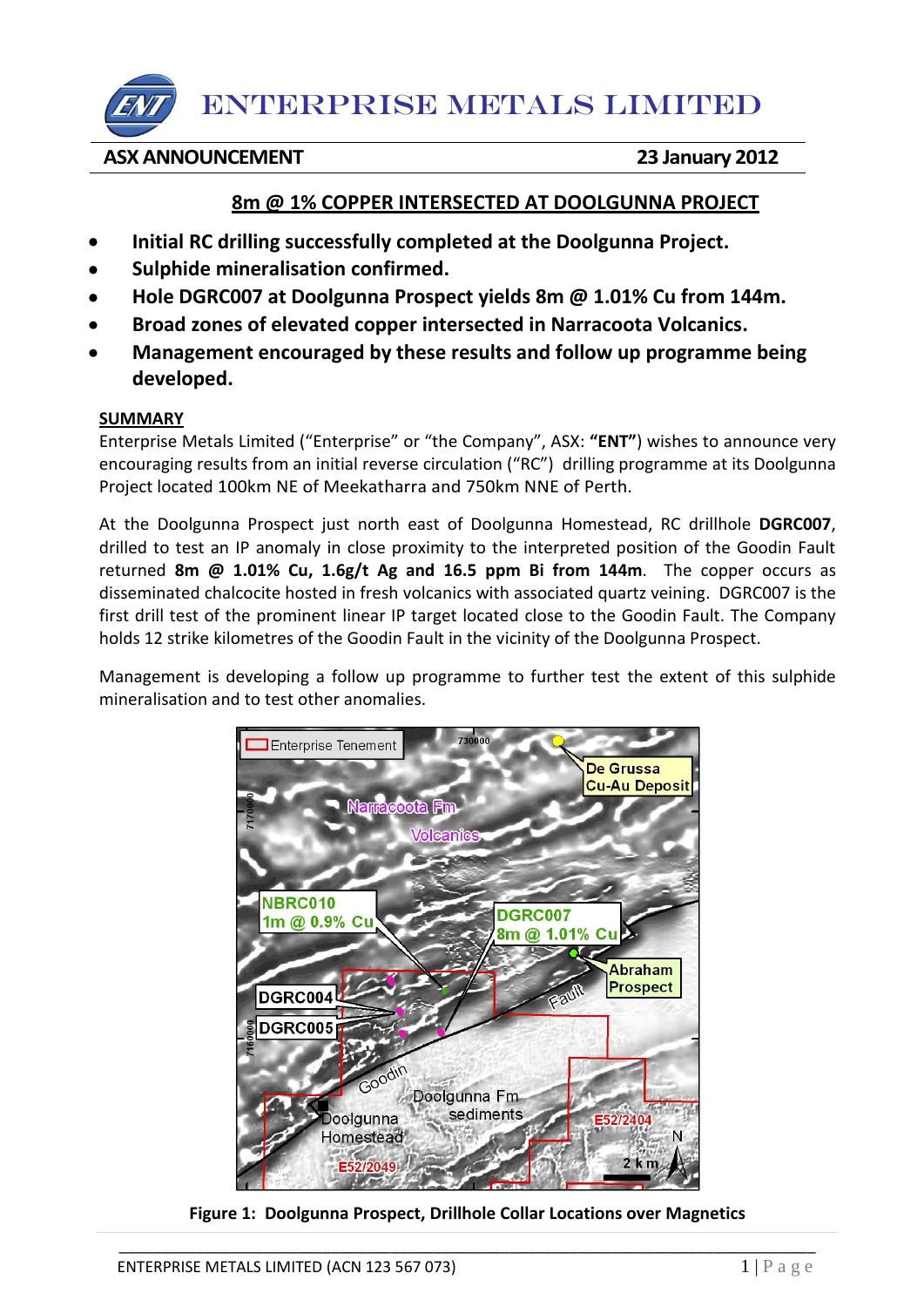# ENTERPRISE METALS LIMITED

**ASX ANNOUNCEMENT** **23 January 2012**

## 8m @ 1% COPPER INTERSECTED AT DOOLGUNNA PROJECT

- **Initial RC drilling successfully completed at the Doolgunna Project.**
- **Sulphide mineralisation confirmed.**
- **Hole DGRC007 at Doolgunna Prospect yields 8m @ 1.01% Cu from 144m.**
- **Broad zones of elevated copper intersected in Narracoota Volcanics.**
- **Management encouraged by these results and follow up programme being developed.**

### SUMMARY

Enterprise Metals Limited ("Enterprise" or "the Company", ASX: **"ENT"**) wishes to announce very encouraging results from an initial reverse circulation ("RC") drilling programme at its Doolgunna Project located 100km NE of Meekatharra and 750km NNE of Perth.

At the Doolgunna Prospect just north east of Doolgunna Homestead, RC drillhole **DGRC007**, drilled to test an IP anomaly in close proximity to the interpreted position of the Goodin Fault returned **8m @ 1.01% Cu, 1.6g/t Ag and 16.5 ppm Bi from 144m**. The copper occurs as disseminated chalcocite hosted in fresh volcanics with associated quartz veining. DGRC007 is the first drill test of the prominent linear IP target located close to the Goodin Fault. The Company holds 12 strike kilometres of the Goodin Fault in the vicinity of the Doolgunna Prospect.

Management is developing a follow up programme to further test the extent of this sulphide mineralisation and to test other anomalies.

**Figure 1: Doolgunna Prospect, Drillhole Collar Locations over Magnetics**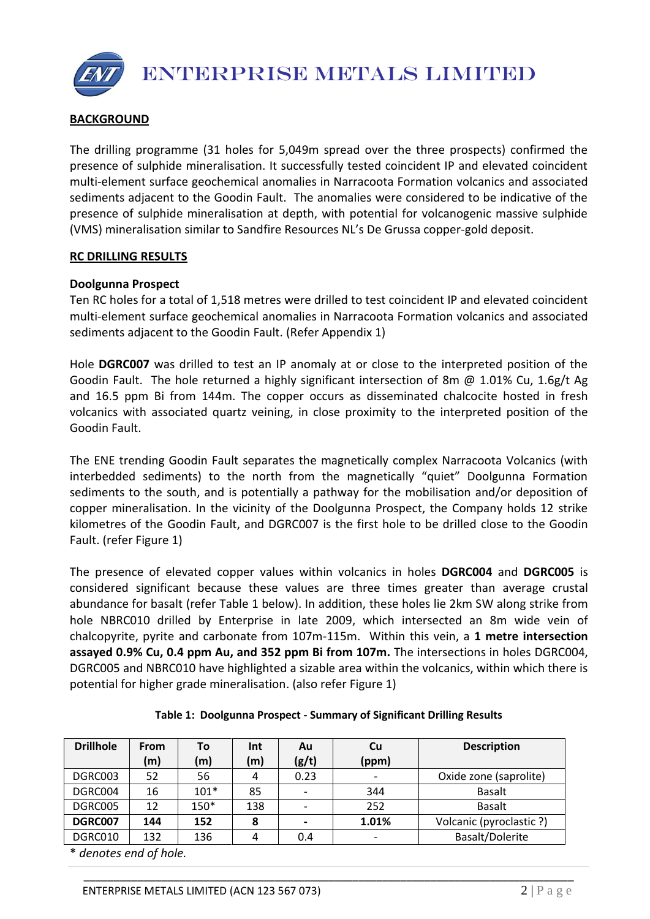## BACKGROUND

The drilling programme (31 holes for 5,049m spread over the three prospects) confirmed the presence of sulphide mineralisation. It successfully tested coincident IP and elevated coincident multi-element surface geochemical anomalies in Narracoota Formation volcanics and associated sediments adjacent to the Goodin Fault. The anomalies were considered to be indicative of the presence of sulphide mineralisation at depth, with potential for volcanogenic massive sulphide (VMS) mineralisation similar to Sandfire Resources NL's De Grussa copper-gold deposit.

## RC DRILLING RESULTS

### Doolgunna Prospect

Ten RC holes for a total of 1,518 metres were drilled to test coincident IP and elevated coincident multi-element surface geochemical anomalies in Narracoota Formation volcanics and associated sediments adjacent to the Goodin Fault. (Refer Appendix 1)

Hole **DGRC007** was drilled to test an IP anomaly at or close to the interpreted position of the Goodin Fault. The hole returned a highly significant intersection of 8m @ 1.01% Cu, 1.6g/t Ag and 16.5 ppm Bi from 144m. The copper occurs as disseminated chalcocite hosted in fresh volcanics with associated quartz veining, in close proximity to the interpreted position of the Goodin Fault.

The ENE trending Goodin Fault separates the magnetically complex Narracoota Volcanics (with interbedded sediments) to the north from the magnetically "quiet" Doolgunna Formation sediments to the south, and is potentially a pathway for the mobilisation and/or deposition of copper mineralisation. In the vicinity of the Doolgunna Prospect, the Company holds 12 strike kilometres of the Goodin Fault, and DGRC007 is the first hole to be drilled close to the Goodin Fault. (refer Figure 1)

The presence of elevated copper values within volcanics in holes **DGRC004** and **DGRC005** is considered significant because these values are three times greater than average crustal abundance for basalt (refer Table 1 below). In addition, these holes lie 2km SW along strike from hole NBRC010 drilled by Enterprise in late 2009, which intersected an 8m wide vein of chalcopyrite, pyrite and carbonate from 107m-115m. Within this vein, a **1 metre intersection assayed 0.9% Cu, 0.4 ppm Au, and 352 ppm Bi from 107m.** The intersections in holes DGRC004, DGRC005 and NBRC010 have highlighted a sizable area within the volcanics, within which there is potential for higher grade mineralisation. (also refer Figure 1)

**Table 1: Doolgunna Prospect - Summary of Significant Drilling Results**

| Drillhole | From (m) | To (m) | Int (m) | Au (g/t) | Cu (ppm) | Description |
|---|---|---|---|---|---|---|
| DGRC003 | 52 | 56 | 4 | 0.23 | - | Oxide zone (saprolite) |
| DGRC004 | 16 | 101* | 85 | - | 344 | Basalt |
| DGRC005 | 12 | 150* | 138 | - | 252 | Basalt |
| **DGRC007** | **144** | **152** | **8** | **-** | **1.01%** | Volcanic (pyroclastic ?) |
| DGRC010 | 132 | 136 | 4 | 0.4 | - | Basalt/Dolerite |

\* *denotes end of hole.*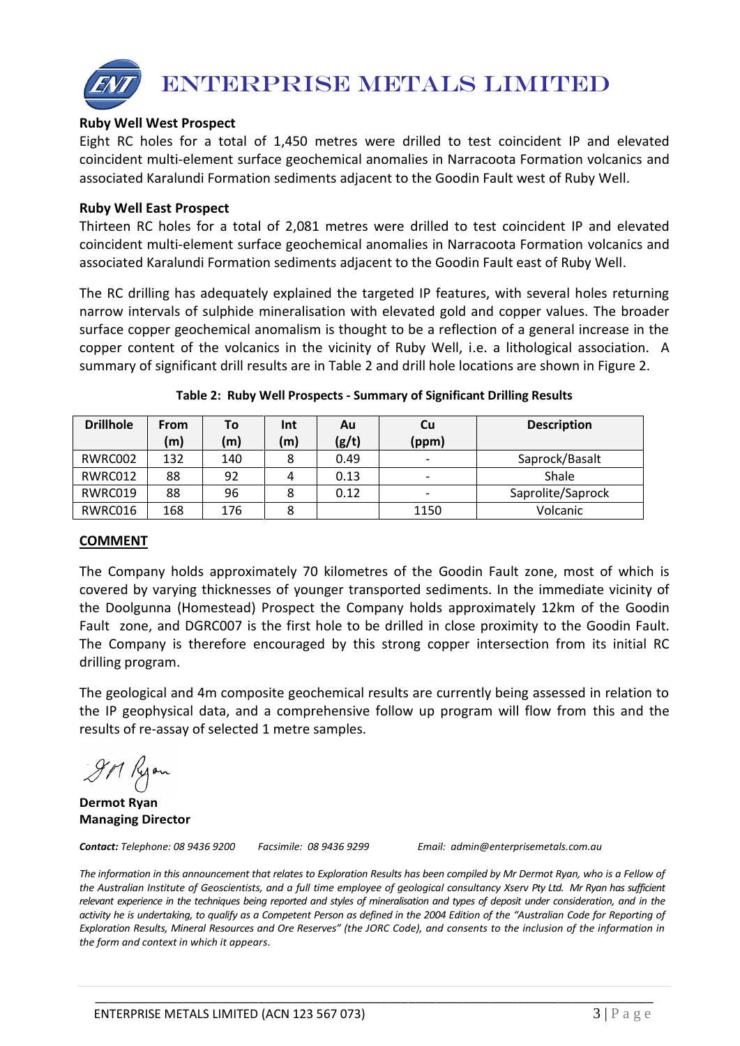**Ruby Well West Prospect**

Eight RC holes for a total of 1,450 metres were drilled to test coincident IP and elevated coincident multi-element surface geochemical anomalies in Narracoota Formation volcanics and associated Karalundi Formation sediments adjacent to the Goodin Fault west of Ruby Well.

**Ruby Well East Prospect**

Thirteen RC holes for a total of 2,081 metres were drilled to test coincident IP and elevated coincident multi-element surface geochemical anomalies in Narracoota Formation volcanics and associated Karalundi Formation sediments adjacent to the Goodin Fault east of Ruby Well.

The RC drilling has adequately explained the targeted IP features, with several holes returning narrow intervals of sulphide mineralisation with elevated gold and copper values. The broader surface copper geochemical anomalism is thought to be a reflection of a general increase in the copper content of the volcanics in the vicinity of Ruby Well, i.e. a lithological association. A summary of significant drill results are in Table 2 and drill hole locations are shown in Figure 2.

**Table 2: Ruby Well Prospects - Summary of Significant Drilling Results**

| Drillhole | From (m) | To (m) | Int (m) | Au (g/t) | Cu (ppm) | Description |
|---|---|---|---|---|---|---|
| RWRC002 | 132 | 140 | 8 | 0.49 | - | Saprock/Basalt |
| RWRC012 | 88 | 92 | 4 | 0.13 | - | Shale |
| RWRC019 | 88 | 96 | 8 | 0.12 | - | Saprolite/Saprock |
| RWRC016 | 168 | 176 | 8 | | 1150 | Volcanic |

## COMMENT

The Company holds approximately 70 kilometres of the Goodin Fault zone, most of which is covered by varying thicknesses of younger transported sediments. In the immediate vicinity of the Doolgunna (Homestead) Prospect the Company holds approximately 12km of the Goodin Fault zone, and DGRC007 is the first hole to be drilled in close proximity to the Goodin Fault. The Company is therefore encouraged by this strong copper intersection from its initial RC drilling program.

The geological and 4m composite geochemical results are currently being assessed in relation to the IP geophysical data, and a comprehensive follow up program will flow from this and the results of re-assay of selected 1 metre samples.

**Dermot Ryan**
**Managing Director**

***Contact:*** *Telephone: 08 9436 9200 Facsimile: 08 9436 9299 Email: admin@enterprisemetals.com.au*

*The information in this announcement that relates to Exploration Results has been compiled by Mr Dermot Ryan, who is a Fellow of the Australian Institute of Geoscientists, and a full time employee of geological consultancy Xserv Pty Ltd. Mr Ryan has sufficient relevant experience in the techniques being reported and styles of mineralisation and types of deposit under consideration, and in the activity he is undertaking, to qualify as a Competent Person as defined in the 2004 Edition of the "Australian Code for Reporting of Exploration Results, Mineral Resources and Ore Reserves" (the JORC Code), and consents to the inclusion of the information in the form and context in which it appears.*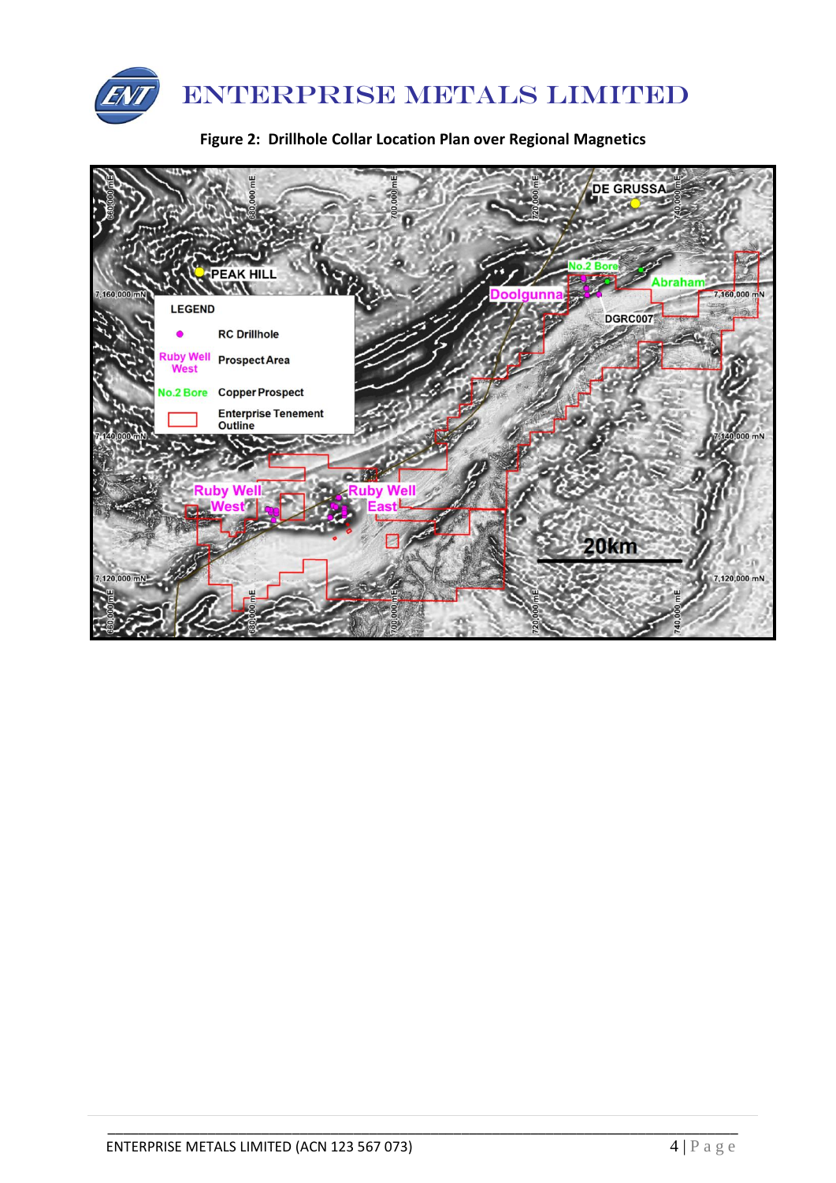**Figure 2: Drillhole Collar Location Plan over Regional Magnetics**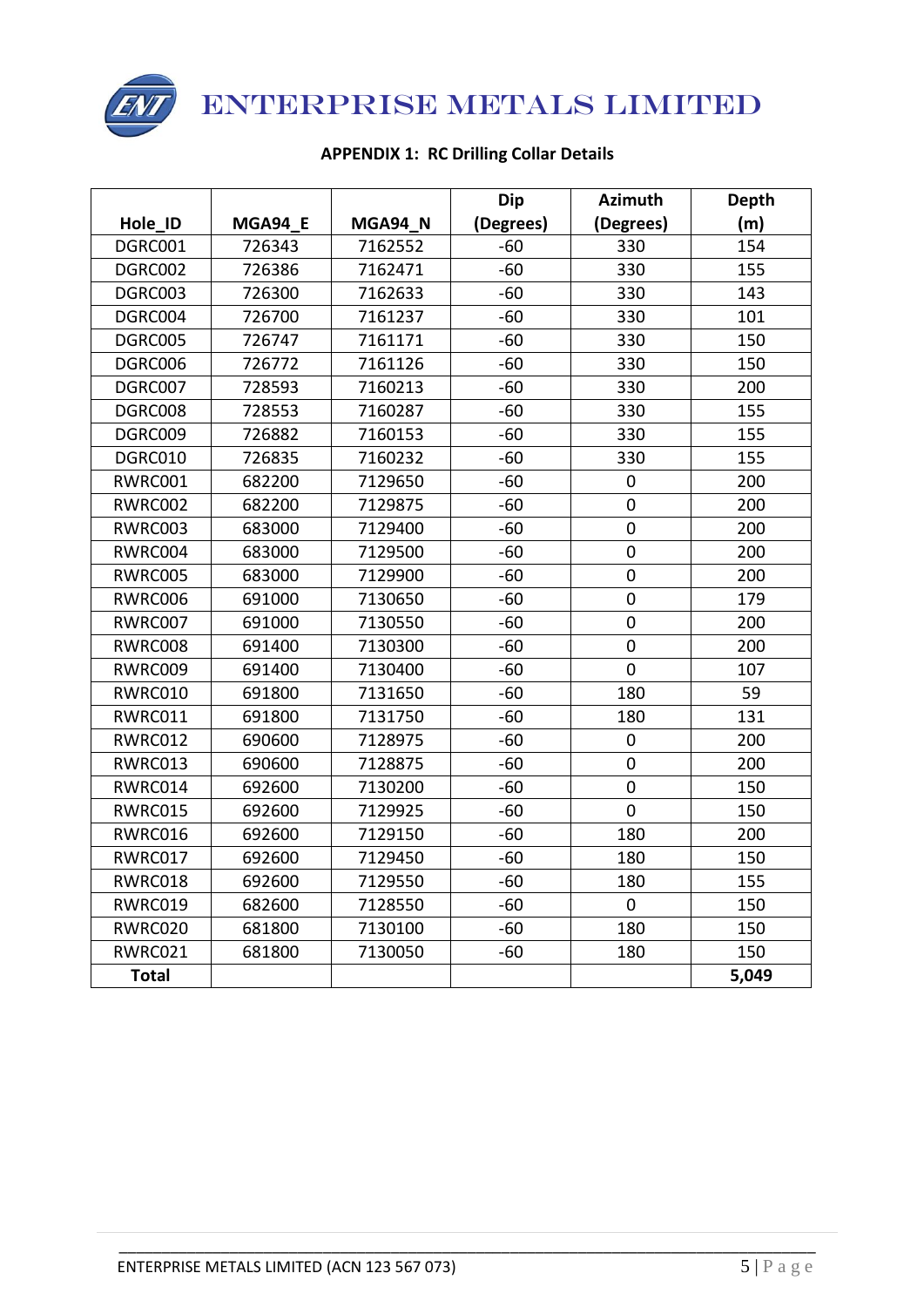# ENTERPRISE METALS LIMITED

## APPENDIX 1: RC Drilling Collar Details

| Hole_ID | MGA94_E | MGA94_N | Dip (Degrees) | Azimuth (Degrees) | Depth (m) |
|---|---|---|---|---|---|
| DGRC001 | 726343 | 7162552 | -60 | 330 | 154 |
| DGRC002 | 726386 | 7162471 | -60 | 330 | 155 |
| DGRC003 | 726300 | 7162633 | -60 | 330 | 143 |
| DGRC004 | 726700 | 7161237 | -60 | 330 | 101 |
| DGRC005 | 726747 | 7161171 | -60 | 330 | 150 |
| DGRC006 | 726772 | 7161126 | -60 | 330 | 150 |
| DGRC007 | 728593 | 7160213 | -60 | 330 | 200 |
| DGRC008 | 728553 | 7160287 | -60 | 330 | 155 |
| DGRC009 | 726882 | 7160153 | -60 | 330 | 155 |
| DGRC010 | 726835 | 7160232 | -60 | 330 | 155 |
| RWRC001 | 682200 | 7129650 | -60 | 0 | 200 |
| RWRC002 | 682200 | 7129875 | -60 | 0 | 200 |
| RWRC003 | 683000 | 7129400 | -60 | 0 | 200 |
| RWRC004 | 683000 | 7129500 | -60 | 0 | 200 |
| RWRC005 | 683000 | 7129900 | -60 | 0 | 200 |
| RWRC006 | 691000 | 7130650 | -60 | 0 | 179 |
| RWRC007 | 691000 | 7130550 | -60 | 0 | 200 |
| RWRC008 | 691400 | 7130300 | -60 | 0 | 200 |
| RWRC009 | 691400 | 7130400 | -60 | 0 | 107 |
| RWRC010 | 691800 | 7131650 | -60 | 180 | 59 |
| RWRC011 | 691800 | 7131750 | -60 | 180 | 131 |
| RWRC012 | 690600 | 7128975 | -60 | 0 | 200 |
| RWRC013 | 690600 | 7128875 | -60 | 0 | 200 |
| RWRC014 | 692600 | 7130200 | -60 | 0 | 150 |
| RWRC015 | 692600 | 7129925 | -60 | 0 | 150 |
| RWRC016 | 692600 | 7129150 | -60 | 180 | 200 |
| RWRC017 | 692600 | 7129450 | -60 | 180 | 150 |
| RWRC018 | 692600 | 7129550 | -60 | 180 | 155 |
| RWRC019 | 682600 | 7128550 | -60 | 0 | 150 |
| RWRC020 | 681800 | 7130100 | -60 | 180 | 150 |
| RWRC021 | 681800 | 7130050 | -60 | 180 | 150 |
| **Total** | | | | | **5,049** |